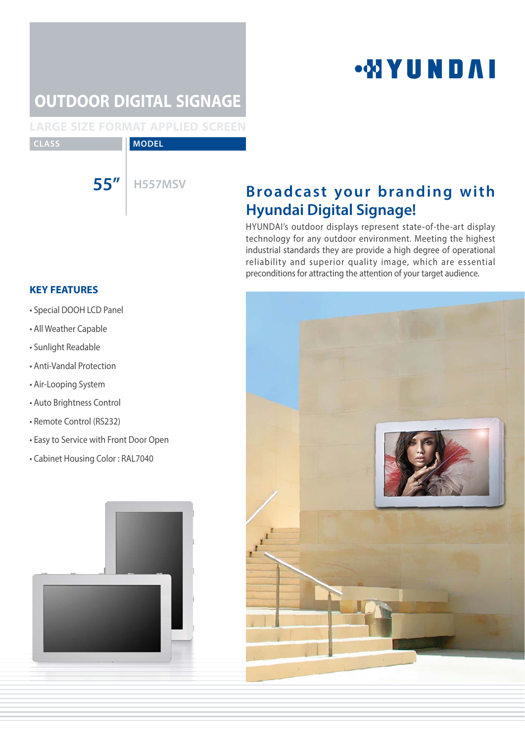# OUTDOOR DIGITAL SIGNAGE

LARGE SIZE FORMAT APPLIED SCREEN

| CLASS | MODEL |
|---|---|
| 55" | H557MSV |

HYUNDAI

## Broadcast your branding with Hyundai Digital Signage!

HYUNDAI's outdoor displays represent state-of-the-art display technology for any outdoor environment. Meeting the highest industrial standards they are provide a high degree of operational reliability and superior quality image, which are essential preconditions for attracting the attention of your target audience.

### KEY FEATURES

- Special DOOH LCD Panel
- All Weather Capable
- Sunlight Readable
- Anti-Vandal Protection
- Air-Looping System
- Auto Brightness Control
- Remote Control (RS232)
- Easy to Service with Front Door Open
- Cabinet Housing Color : RAL7040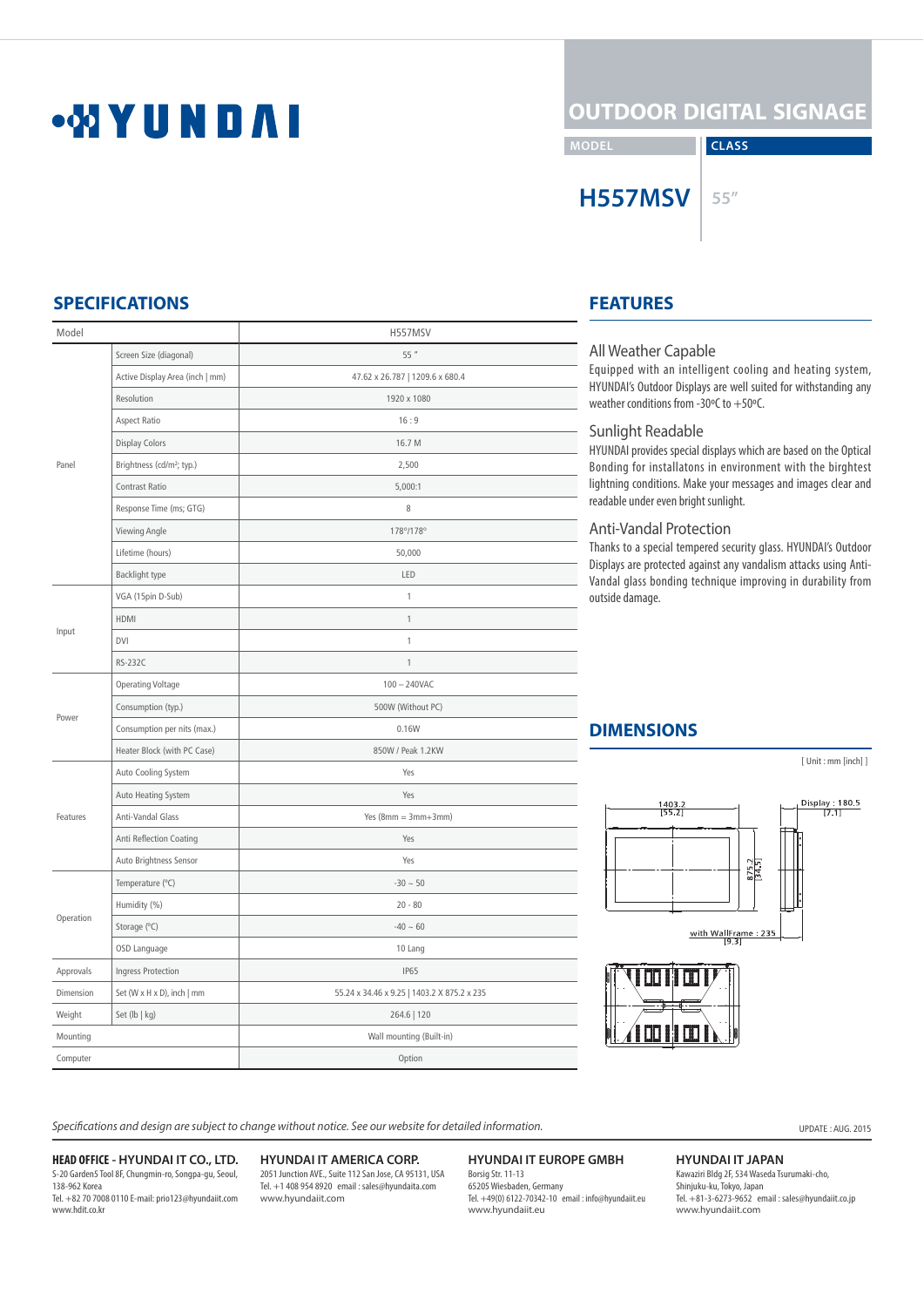# HYUNDAI

## OUTDOOR DIGITAL SIGNAGE

| MODEL | CLASS |
|---|---|
| **H557MSV** | 55" |

## SPECIFICATIONS

| Model | | H557MSV |
|---|---|---|
| Panel | Screen Size (diagonal) | 55 " |
| | Active Display Area (inch \| mm) | 47.62 x 26.787 \| 1209.6 x 680.4 |
| | Resolution | 1920 x 1080 |
| | Aspect Ratio | 16 : 9 |
| | Display Colors | 16.7 M |
| | Brightness (cd/m²; typ.) | 2,500 |
| | Contrast Ratio | 5,000:1 |
| | Response Time (ms; GTG) | 8 |
| | Viewing Angle | 178°/178° |
| | Lifetime (hours) | 50,000 |
| | Backlight type | LED |
| Input | VGA (15pin D-Sub) | 1 |
| | HDMI | 1 |
| | DVI | 1 |
| | RS-232C | 1 |
| Power | Operating Voltage | 100 ~ 240VAC |
| | Consumption (typ.) | 500W (Without PC) |
| | Consumption per nits (max.) | 0.16W |
| | Heater Block (with PC Case) | 850W / Peak 1.2KW |
| Features | Auto Cooling System | Yes |
| | Auto Heating System | Yes |
| | Anti-Vandal Glass | Yes (8mm = 3mm+3mm) |
| | Anti Reflection Coating | Yes |
| | Auto Brightness Sensor | Yes |
| Operation | Temperature (°C) | -30 ~ 50 |
| | Humidity (%) | 20 - 80 |
| | Storage (°C) | -40 ~ 60 |
| | OSD Language | 10 Lang |
| Approvals | Ingress Protection | IP65 |
| Dimension | Set (W x H x D), inch \| mm | 55.24 x 34.46 x 9.25 \| 1403.2 X 875.2 x 235 |
| Weight | Set (lb \| kg) | 264.6 \| 120 |
| Mounting | | Wall mounting (Built-in) |
| Computer | | Option |

## FEATURES

### All Weather Capable

Equipped with an intelligent cooling and heating system, HYUNDAI's Outdoor Displays are well suited for withstanding any weather conditions from -30ºC to +50ºC.

### Sunlight Readable

HYUNDAI provides special displays which are based on the Optical Bonding for installatons in environment with the birghtest lightning conditions. Make your messages and images clear and readable under even bright sunlight.

### Anti-Vandal Protection

Thanks to a special tempered security glass. HYUNDAI's Outdoor Displays are protected against any vandalism attacks using Anti-Vandal glass bonding technique improving in durability from outside damage.

## DIMENSIONS

[ Unit : mm [inch] ]

1403.2
[55.2]

875.2
[34.5]

Display : 180.5
[7.1]

with WallFrame : 235
[9.3]

*Specifications and design are subject to change without notice. See our website for detailed information.*

UPDATE : AUG. 2015

**HEAD OFFICE - HYUNDAI IT CO., LTD.**
S-20 GardenS Tool 8F, Chungmin-ro, Songpa-gu, Seoul, 138-962 Korea
Tel. +82 70 7008 0110 E-mail: prio123@hyundaiit.com
www.hdit.co.kr

**HYUNDAI IT AMERICA CORP.**
2051 Junction AVE., Suite 112 San Jose, CA 95131, USA
Tel. +1 408 954 8920 email : sales@hyundaita.com
www.hyundaiit.com

**HYUNDAI IT EUROPE GMBH**
Borsig Str. 11-13
65205 Wiesbaden, Germany
Tel. +49(0) 6122-70342-10 email : info@hyundaiit.eu
www.hyundaiit.eu

**HYUNDAI IT JAPAN**
Kawaziri Bldg 2F, 534 Waseda Tsurumaki-cho,
Shinjuku-ku, Tokyo, Japan
Tel. +81-3-6273-9652 email : sales@hyundaiit.co.jp
www.hyundaiit.com